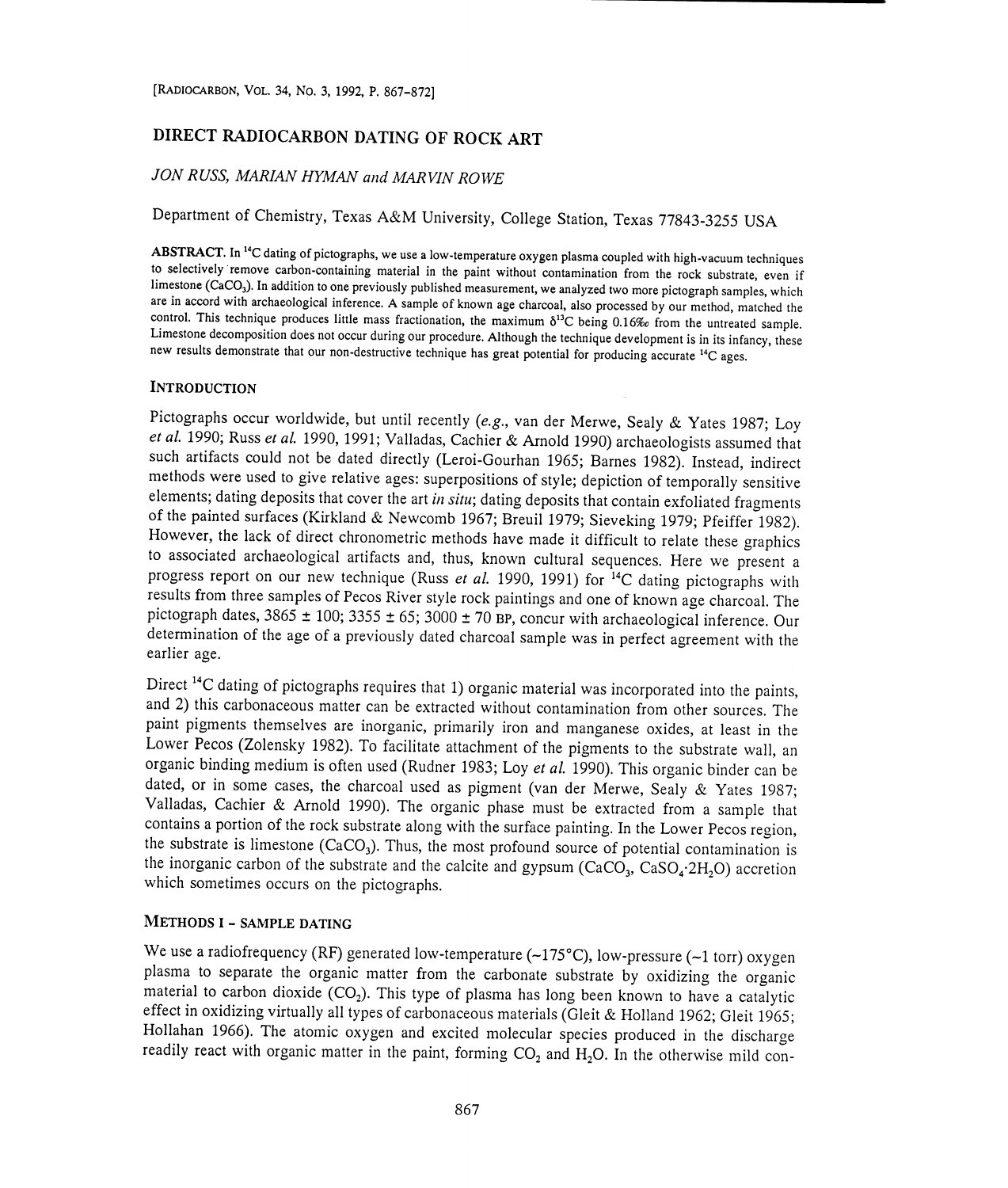# DIRECT RADIOCARBON DATING OF ROCK ART

*JON RUSS, MARIAN HYMAN and MARVIN ROWE*

Department of Chemistry, Texas A&M University, College Station, Texas 77843-3255 USA

**ABSTRACT.** In $^{14}C$ dating of pictographs, we use a low-temperature oxygen plasma coupled with high-vacuum techniques to selectively remove carbon-containing material in the paint without contamination from the rock substrate, even if limestone ($CaCO_3$). In addition to one previously published measurement, we analyzed two more pictograph samples, which are in accord with archaeological inference. A sample of known age charcoal, also processed by our method, matched the control. This technique produces little mass fractionation, the maximum $\delta^{13}C$ being 0.16‰ from the untreated sample. Limestone decomposition does not occur during our procedure. Although the technique development is in its infancy, these new results demonstrate that our non-destructive technique has great potential for producing accurate $^{14}C$ ages.

## INTRODUCTION

Pictographs occur worldwide, but until recently (*e.g.*, van der Merwe, Sealy & Yates 1987; Loy *et al.* 1990; Russ *et al.* 1990, 1991; Valladas, Cachier & Arnold 1990) archaeologists assumed that such artifacts could not be dated directly (Leroi-Gourhan 1965; Barnes 1982). Instead, indirect methods were used to give relative ages: superpositions of style; depiction of temporally sensitive elements; dating deposits that cover the art *in situ*; dating deposits that contain exfoliated fragments of the painted surfaces (Kirkland & Newcomb 1967; Breuil 1979; Sieveking 1979; Pfeiffer 1982). However, the lack of direct chronometric methods have made it difficult to relate these graphics to associated archaeological artifacts and, thus, known cultural sequences. Here we present a progress report on our new technique (Russ *et al.* 1990, 1991) for $^{14}C$ dating pictographs with results from three samples of Pecos River style rock paintings and one of known age charcoal. The pictograph dates, 3865 ± 100; 3355 ± 65; 3000 ± 70 BP, concur with archaeological inference. Our determination of the age of a previously dated charcoal sample was in perfect agreement with the earlier age.

Direct $^{14}C$ dating of pictographs requires that 1) organic material was incorporated into the paints, and 2) this carbonaceous matter can be extracted without contamination from other sources. The paint pigments themselves are inorganic, primarily iron and manganese oxides, at least in the Lower Pecos (Zolensky 1982). To facilitate attachment of the pigments to the substrate wall, an organic binding medium is often used (Rudner 1983; Loy *et al.* 1990). This organic binder can be dated, or in some cases, the charcoal used as pigment (van der Merwe, Sealy & Yates 1987; Valladas, Cachier & Arnold 1990). The organic phase must be extracted from a sample that contains a portion of the rock substrate along with the surface painting. In the Lower Pecos region, the substrate is limestone ($CaCO_3$). Thus, the most profound source of potential contamination is the inorganic carbon of the substrate and the calcite and gypsum ($CaCO_3$, $CaSO_4{\cdot}2H_2O$) accretion which sometimes occurs on the pictographs.

## METHODS I - SAMPLE DATING

We use a radiofrequency (RF) generated low-temperature (~175°C), low-pressure (~1 torr) oxygen plasma to separate the organic matter from the carbonate substrate by oxidizing the organic material to carbon dioxide ($CO_2$). This type of plasma has long been known to have a catalytic effect in oxidizing virtually all types of carbonaceous materials (Gleit & Holland 1962; Gleit 1965; Hollahan 1966). The atomic oxygen and excited molecular species produced in the discharge readily react with organic matter in the paint, forming $CO_2$ and $H_2O$. In the otherwise mild con-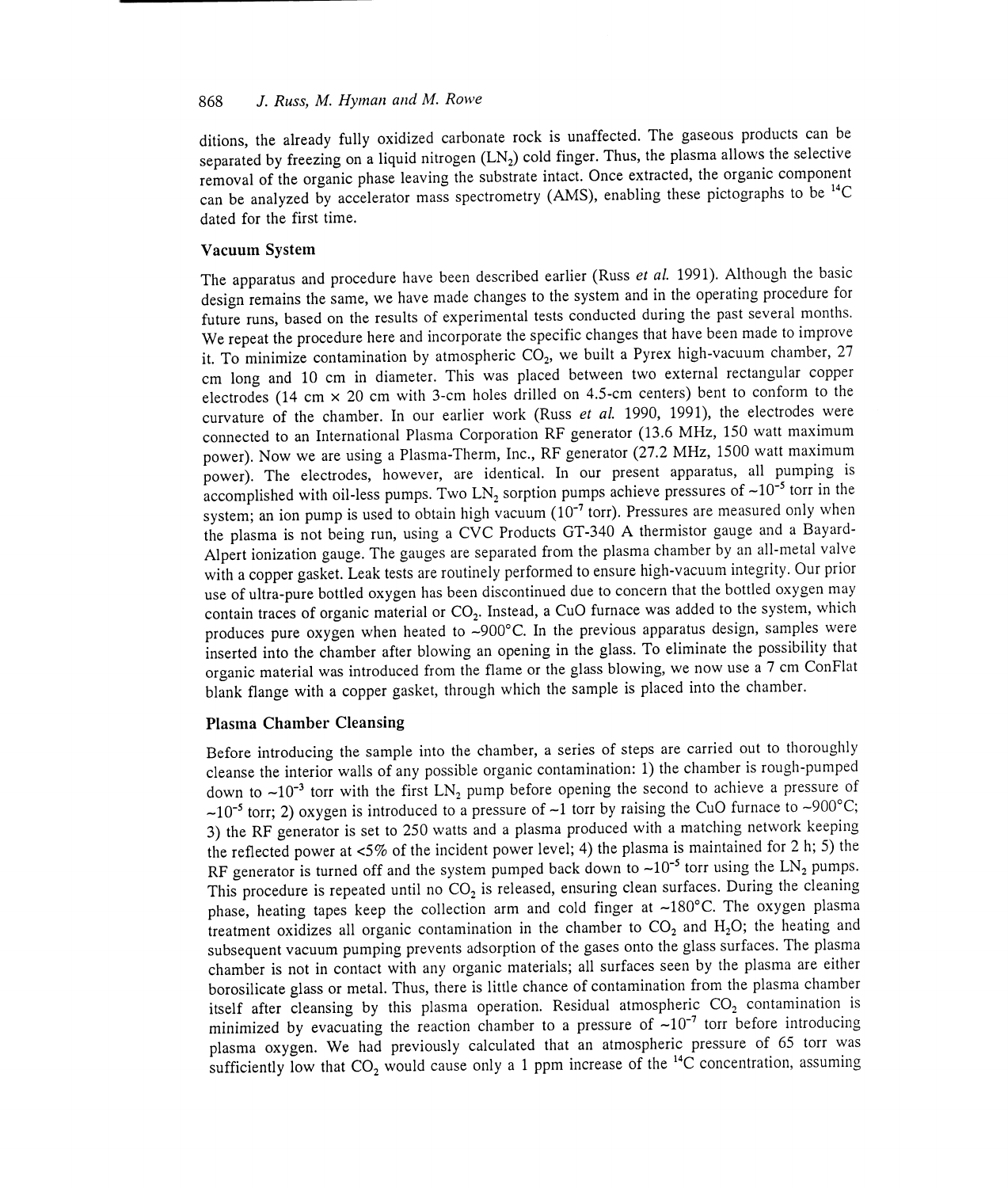ditions, the already fully oxidized carbonate rock is unaffected. The gaseous products can be separated by freezing on a liquid nitrogen ($LN_2$) cold finger. Thus, the plasma allows the selective removal of the organic phase leaving the substrate intact. Once extracted, the organic component can be analyzed by accelerator mass spectrometry (AMS), enabling these pictographs to be $^{14}C$ dated for the first time.

## Vacuum System

The apparatus and procedure have been described earlier (Russ *et al.* 1991). Although the basic design remains the same, we have made changes to the system and in the operating procedure for future runs, based on the results of experimental tests conducted during the past several months. We repeat the procedure here and incorporate the specific changes that have been made to improve it. To minimize contamination by atmospheric $CO_2$, we built a Pyrex high-vacuum chamber, 27 cm long and 10 cm in diameter. This was placed between two external rectangular copper electrodes (14 cm × 20 cm with 3-cm holes drilled on 4.5-cm centers) bent to conform to the curvature of the chamber. In our earlier work (Russ *et al.* 1990, 1991), the electrodes were connected to an International Plasma Corporation RF generator (13.6 MHz, 150 watt maximum power). Now we are using a Plasma-Therm, Inc., RF generator (27.2 MHz, 1500 watt maximum power). The electrodes, however, are identical. In our present apparatus, all pumping is accomplished with oil-less pumps. Two $LN_2$ sorption pumps achieve pressures of ~$10^{-5}$ torr in the system; an ion pump is used to obtain high vacuum ($10^{-7}$ torr). Pressures are measured only when the plasma is not being run, using a CVC Products GT-340 A thermistor gauge and a Bayard-Alpert ionization gauge. The gauges are separated from the plasma chamber by an all-metal valve with a copper gasket. Leak tests are routinely performed to ensure high-vacuum integrity. Our prior use of ultra-pure bottled oxygen has been discontinued due to concern that the bottled oxygen may contain traces of organic material or $CO_2$. Instead, a CuO furnace was added to the system, which produces pure oxygen when heated to ~900°C. In the previous apparatus design, samples were inserted into the chamber after blowing an opening in the glass. To eliminate the possibility that organic material was introduced from the flame or the glass blowing, we now use a 7 cm ConFlat blank flange with a copper gasket, through which the sample is placed into the chamber.

## Plasma Chamber Cleansing

Before introducing the sample into the chamber, a series of steps are carried out to thoroughly cleanse the interior walls of any possible organic contamination: 1) the chamber is rough-pumped down to ~$10^{-3}$ torr with the first $LN_2$ pump before opening the second to achieve a pressure of ~$10^{-5}$ torr; 2) oxygen is introduced to a pressure of ~1 torr by raising the CuO furnace to ~900°C; 3) the RF generator is set to 250 watts and a plasma produced with a matching network keeping the reflected power at <5% of the incident power level; 4) the plasma is maintained for 2 h; 5) the RF generator is turned off and the system pumped back down to ~$10^{-5}$ torr using the $LN_2$ pumps. This procedure is repeated until no $CO_2$ is released, ensuring clean surfaces. During the cleaning phase, heating tapes keep the collection arm and cold finger at ~180°C. The oxygen plasma treatment oxidizes all organic contamination in the chamber to $CO_2$ and $H_2O$; the heating and subsequent vacuum pumping prevents adsorption of the gases onto the glass surfaces. The plasma chamber is not in contact with any organic materials; all surfaces seen by the plasma are either borosilicate glass or metal. Thus, there is little chance of contamination from the plasma chamber itself after cleansing by this plasma operation. Residual atmospheric $CO_2$ contamination is minimized by evacuating the reaction chamber to a pressure of ~$10^{-7}$ torr before introducing plasma oxygen. We had previously calculated that an atmospheric pressure of 65 torr was sufficiently low that $CO_2$ would cause only a 1 ppm increase of the $^{14}C$ concentration, assuming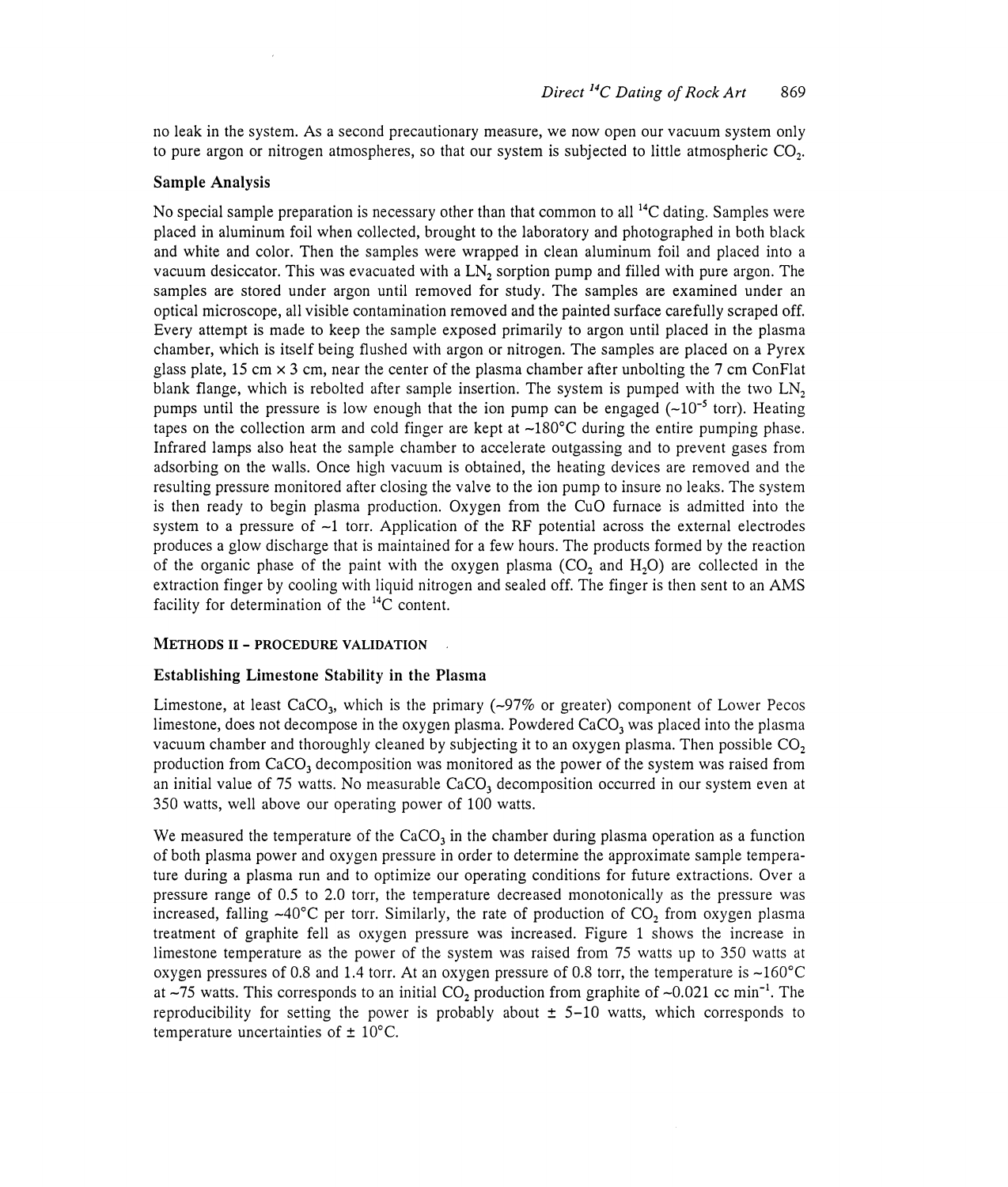no leak in the system. As a second precautionary measure, we now open our vacuum system only to pure argon or nitrogen atmospheres, so that our system is subjected to little atmospheric $CO_2$.

### Sample Analysis

No special sample preparation is necessary other than that common to all $^{14}C$ dating. Samples were placed in aluminum foil when collected, brought to the laboratory and photographed in both black and white and color. Then the samples were wrapped in clean aluminum foil and placed into a vacuum desiccator. This was evacuated with a $LN_2$ sorption pump and filled with pure argon. The samples are stored under argon until removed for study. The samples are examined under an optical microscope, all visible contamination removed and the painted surface carefully scraped off. Every attempt is made to keep the sample exposed primarily to argon until placed in the plasma chamber, which is itself being flushed with argon or nitrogen. The samples are placed on a Pyrex glass plate, 15 cm × 3 cm, near the center of the plasma chamber after unbolting the 7 cm ConFlat blank flange, which is rebolted after sample insertion. The system is pumped with the two $LN_2$ pumps until the pressure is low enough that the ion pump can be engaged (~$10^{-5}$ torr). Heating tapes on the collection arm and cold finger are kept at ~180°C during the entire pumping phase. Infrared lamps also heat the sample chamber to accelerate outgassing and to prevent gases from adsorbing on the walls. Once high vacuum is obtained, the heating devices are removed and the resulting pressure monitored after closing the valve to the ion pump to insure no leaks. The system is then ready to begin plasma production. Oxygen from the CuO furnace is admitted into the system to a pressure of ~1 torr. Application of the RF potential across the external electrodes produces a glow discharge that is maintained for a few hours. The products formed by the reaction of the organic phase of the paint with the oxygen plasma ($CO_2$ and $H_2O$) are collected in the extraction finger by cooling with liquid nitrogen and sealed off. The finger is then sent to an AMS facility for determination of the $^{14}C$ content.

## Methods II - Procedure Validation

### Establishing Limestone Stability in the Plasma

Limestone, at least $CaCO_3$, which is the primary (~97% or greater) component of Lower Pecos limestone, does not decompose in the oxygen plasma. Powdered $CaCO_3$ was placed into the plasma vacuum chamber and thoroughly cleaned by subjecting it to an oxygen plasma. Then possible $CO_2$ production from $CaCO_3$ decomposition was monitored as the power of the system was raised from an initial value of 75 watts. No measurable $CaCO_3$ decomposition occurred in our system even at 350 watts, well above our operating power of 100 watts.

We measured the temperature of the $CaCO_3$ in the chamber during plasma operation as a function of both plasma power and oxygen pressure in order to determine the approximate sample temperature during a plasma run and to optimize our operating conditions for future extractions. Over a pressure range of 0.5 to 2.0 torr, the temperature decreased monotonically as the pressure was increased, falling ~40°C per torr. Similarly, the rate of production of $CO_2$ from oxygen plasma treatment of graphite fell as oxygen pressure was increased. Figure 1 shows the increase in limestone temperature as the power of the system was raised from 75 watts up to 350 watts at oxygen pressures of 0.8 and 1.4 torr. At an oxygen pressure of 0.8 torr, the temperature is ~160°C at ~75 watts. This corresponds to an initial $CO_2$ production from graphite of ~0.021 cc $min^{-1}$. The reproducibility for setting the power is probably about ± 5–10 watts, which corresponds to temperature uncertainties of ± 10°C.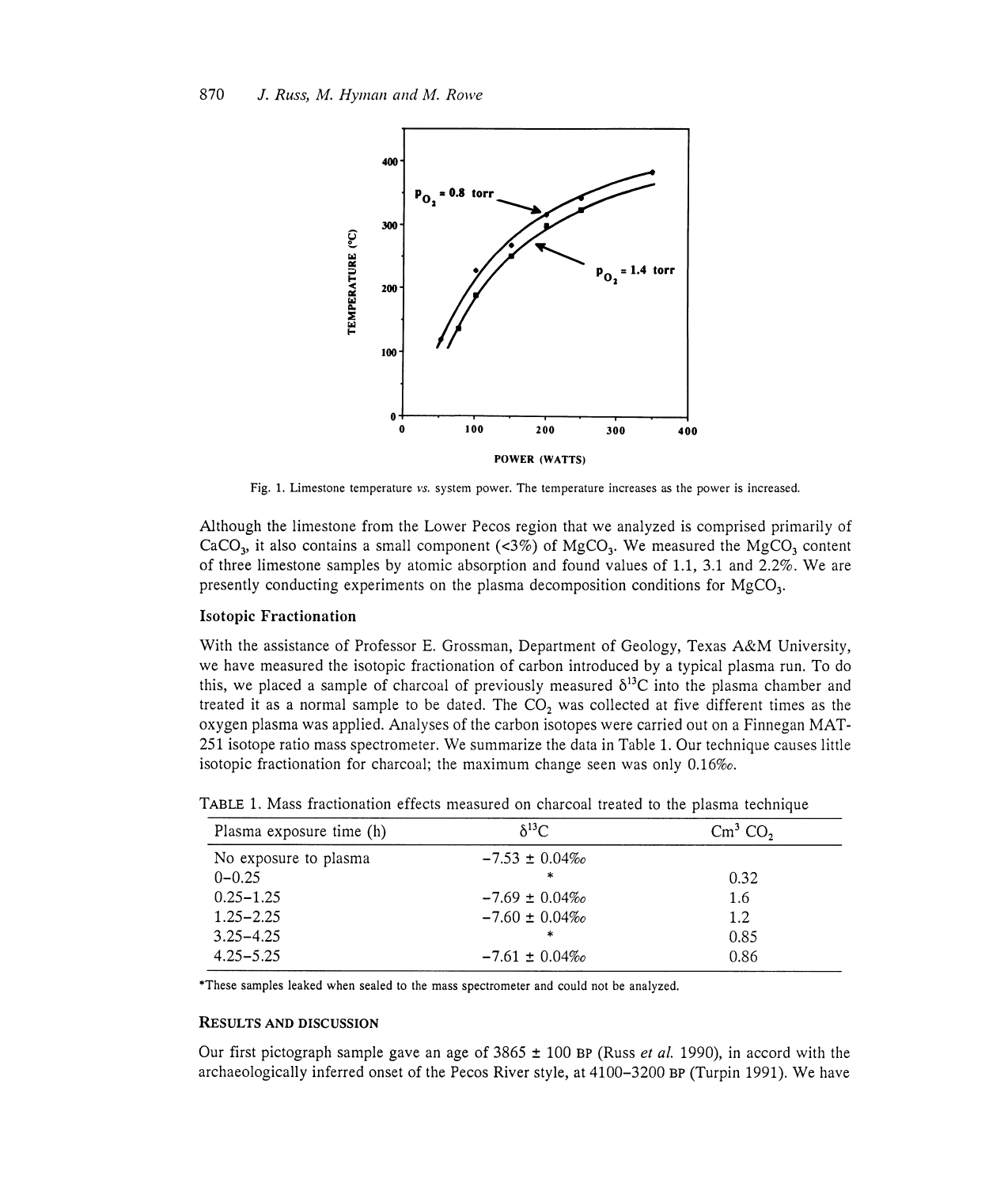Fig. 1. Limestone temperature *vs.* system power. The temperature increases as the power is increased.

Although the limestone from the Lower Pecos region that we analyzed is comprised primarily of $CaCO_3$, it also contains a small component (<3%) of $MgCO_3$. We measured the $MgCO_3$ content of three limestone samples by atomic absorption and found values of 1.1, 3.1 and 2.2%. We are presently conducting experiments on the plasma decomposition conditions for $MgCO_3$.

### Isotopic Fractionation

With the assistance of Professor E. Grossman, Department of Geology, Texas A&M University, we have measured the isotopic fractionation of carbon introduced by a typical plasma run. To do this, we placed a sample of charcoal of previously measured $\delta^{13}C$ into the plasma chamber and treated it as a normal sample to be dated. The $CO_2$ was collected at five different times as the oxygen plasma was applied. Analyses of the carbon isotopes were carried out on a Finnegan MAT-251 isotope ratio mass spectrometer. We summarize the data in Table 1. Our technique causes little isotopic fractionation for charcoal; the maximum change seen was only 0.16‰.

TABLE 1. Mass fractionation effects measured on charcoal treated to the plasma technique

| Plasma exposure time (h) | $\delta^{13}C$ | $Cm^3$ $CO_2$ |
|---|---|---|
| No exposure to plasma | −7.53 ± 0.04‰ | |
| 0–0.25 | * | 0.32 |
| 0.25–1.25 | −7.69 ± 0.04‰ | 1.6 |
| 1.25–2.25 | −7.60 ± 0.04‰ | 1.2 |
| 3.25–4.25 | * | 0.85 |
| 4.25–5.25 | −7.61 ± 0.04‰ | 0.86 |

*These samples leaked when sealed to the mass spectrometer and could not be analyzed.

## RESULTS AND DISCUSSION

Our first pictograph sample gave an age of 3865 ± 100 BP (Russ *et al.* 1990), in accord with the archaeologically inferred onset of the Pecos River style, at 4100–3200 BP (Turpin 1991). We have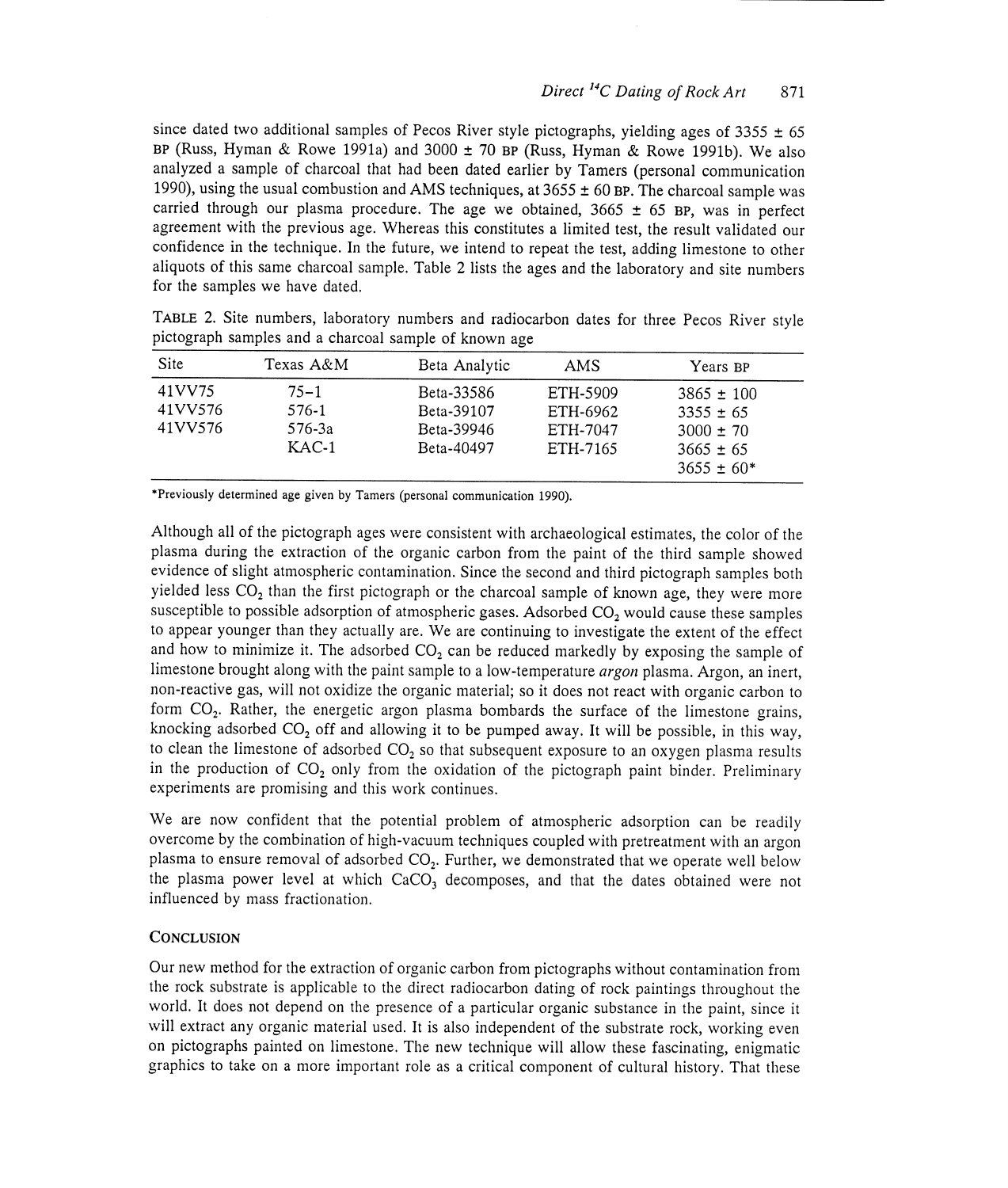since dated two additional samples of Pecos River style pictographs, yielding ages of 3355 ± 65 BP (Russ, Hyman & Rowe 1991a) and 3000 ± 70 BP (Russ, Hyman & Rowe 1991b). We also analyzed a sample of charcoal that had been dated earlier by Tamers (personal communication 1990), using the usual combustion and AMS techniques, at 3655 ± 60 BP. The charcoal sample was carried through our plasma procedure. The age we obtained, 3665 ± 65 BP, was in perfect agreement with the previous age. Whereas this constitutes a limited test, the result validated our confidence in the technique. In the future, we intend to repeat the test, adding limestone to other aliquots of this same charcoal sample. Table 2 lists the ages and the laboratory and site numbers for the samples we have dated.

TABLE 2. Site numbers, laboratory numbers and radiocarbon dates for three Pecos River style pictograph samples and a charcoal sample of known age

| Site | Texas A&M | Beta Analytic | AMS | Years BP |
|---|---|---|---|---|
| 41VV75 | 75-1 | Beta-33586 | ETH-5909 | 3865 ± 100 |
| 41VV576 | 576-1 | Beta-39107 | ETH-6962 | 3355 ± 65 |
| 41VV576 | 576-3a | Beta-39946 | ETH-7047 | 3000 ± 70 |
| | KAC-1 | Beta-40497 | ETH-7165 | 3665 ± 65 |
| | | | | 3655 ± 60* |

*Previously determined age given by Tamers (personal communication 1990).

Although all of the pictograph ages were consistent with archaeological estimates, the color of the plasma during the extraction of the organic carbon from the paint of the third sample showed evidence of slight atmospheric contamination. Since the second and third pictograph samples both yielded less $CO_2$ than the first pictograph or the charcoal sample of known age, they were more susceptible to possible adsorption of atmospheric gases. Adsorbed $CO_2$ would cause these samples to appear younger than they actually are. We are continuing to investigate the extent of the effect and how to minimize it. The adsorbed $CO_2$ can be reduced markedly by exposing the sample of limestone brought along with the paint sample to a low-temperature *argon* plasma. Argon, an inert, non-reactive gas, will not oxidize the organic material; so it does not react with organic carbon to form $CO_2$. Rather, the energetic argon plasma bombards the surface of the limestone grains, knocking adsorbed $CO_2$ off and allowing it to be pumped away. It will be possible, in this way, to clean the limestone of adsorbed $CO_2$ so that subsequent exposure to an oxygen plasma results in the production of $CO_2$ only from the oxidation of the pictograph paint binder. Preliminary experiments are promising and this work continues.

We are now confident that the potential problem of atmospheric adsorption can be readily overcome by the combination of high-vacuum techniques coupled with pretreatment with an argon plasma to ensure removal of adsorbed $CO_2$. Further, we demonstrated that we operate well below the plasma power level at which $CaCO_3$ decomposes, and that the dates obtained were not influenced by mass fractionation.

## CONCLUSION

Our new method for the extraction of organic carbon from pictographs without contamination from the rock substrate is applicable to the direct radiocarbon dating of rock paintings throughout the world. It does not depend on the presence of a particular organic substance in the paint, since it will extract any organic material used. It is also independent of the substrate rock, working even on pictographs painted on limestone. The new technique will allow these fascinating, enigmatic graphics to take on a more important role as a critical component of cultural history. That these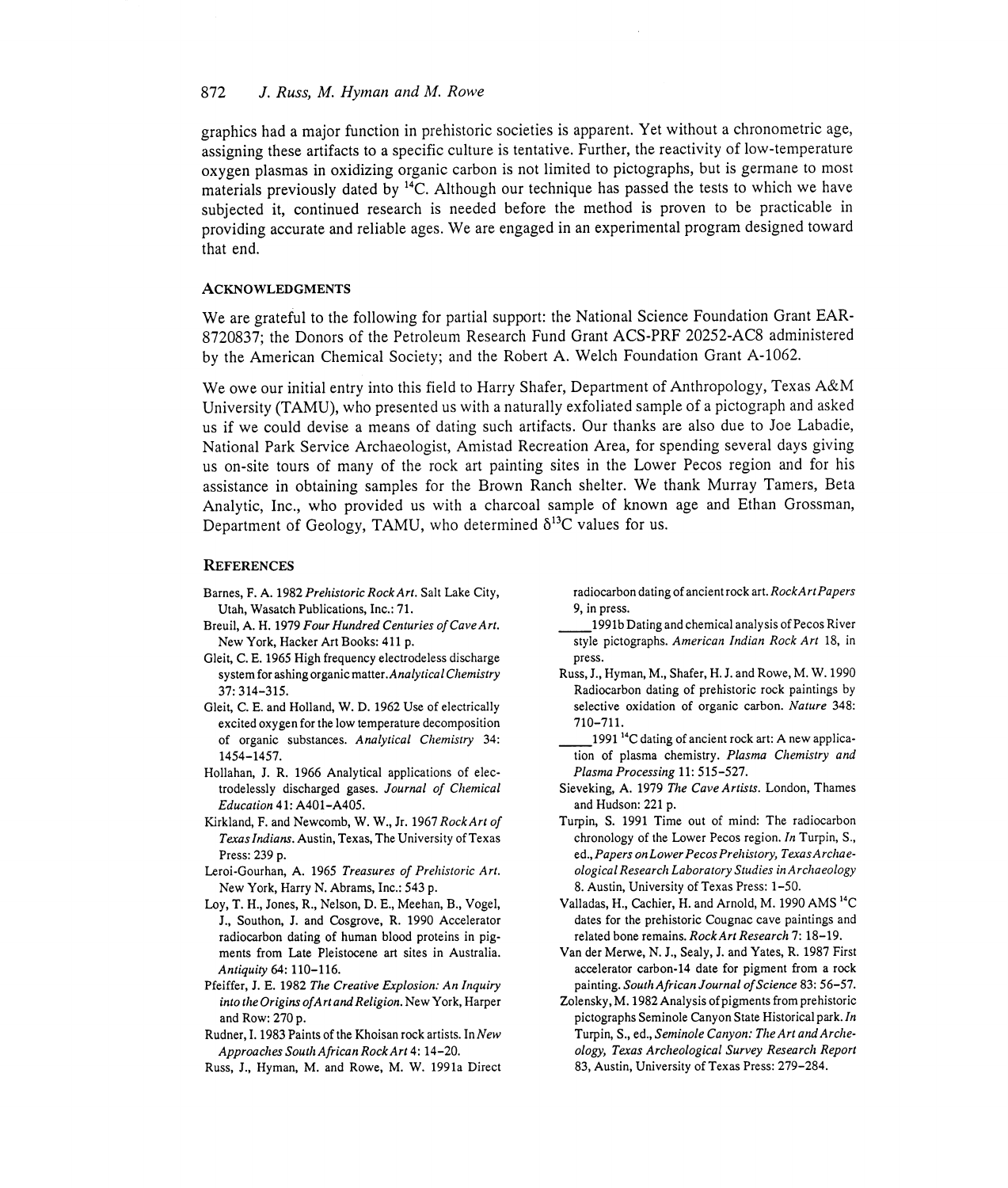graphics had a major function in prehistoric societies is apparent. Yet without a chronometric age, assigning these artifacts to a specific culture is tentative. Further, the reactivity of low-temperature oxygen plasmas in oxidizing organic carbon is not limited to pictographs, but is germane to most materials previously dated by $^{14}C$. Although our technique has passed the tests to which we have subjected it, continued research is needed before the method is proven to be practicable in providing accurate and reliable ages. We are engaged in an experimental program designed toward that end.

## Acknowledgments

We are grateful to the following for partial support: the National Science Foundation Grant EAR-8720837; the Donors of the Petroleum Research Fund Grant ACS-PRF 20252-AC8 administered by the American Chemical Society; and the Robert A. Welch Foundation Grant A-1062.

We owe our initial entry into this field to Harry Shafer, Department of Anthropology, Texas A&M University (TAMU), who presented us with a naturally exfoliated sample of a pictograph and asked us if we could devise a means of dating such artifacts. Our thanks are also due to Joe Labadie, National Park Service Archaeologist, Amistad Recreation Area, for spending several days giving us on-site tours of many of the rock art painting sites in the Lower Pecos region and for his assistance in obtaining samples for the Brown Ranch shelter. We thank Murray Tamers, Beta Analytic, Inc., who provided us with a charcoal sample of known age and Ethan Grossman, Department of Geology, TAMU, who determined $\delta^{13}C$ values for us.

## References

Barnes, F. A. 1982 *Prehistoric Rock Art*. Salt Lake City, Utah, Wasatch Publications, Inc.: 71.

Breuil, A. H. 1979 *Four Hundred Centuries of Cave Art*. New York, Hacker Art Books: 411 p.

Gleit, C. E. 1965 High frequency electrodeless discharge system for ashing organic matter. *Analytical Chemistry* 37: 314–315.

Gleit, C. E. and Holland, W. D. 1962 Use of electrically excited oxygen for the low temperature decomposition of organic substances. *Analytical Chemistry* 34: 1454–1457.

Hollahan, J. R. 1966 Analytical applications of electrodelessly discharged gases. *Journal of Chemical Education* 41: A401–A405.

Kirkland, F. and Newcomb, W. W., Jr. 1967 *Rock Art of Texas Indians*. Austin, Texas, The University of Texas Press: 239 p.

Leroi-Gourhan, A. 1965 *Treasures of Prehistoric Art*. New York, Harry N. Abrams, Inc.: 543 p.

Loy, T. H., Jones, R., Nelson, D. E., Meehan, B., Vogel, J., Southon, J. and Cosgrove, R. 1990 Accelerator radiocarbon dating of human blood proteins in pigments from Late Pleistocene art sites in Australia. *Antiquity* 64: 110–116.

Pfeiffer, J. E. 1982 *The Creative Explosion: An Inquiry into the Origins of Art and Religion*. New York, Harper and Row: 270 p.

Rudner, I. 1983 Paints of the Khoisan rock artists. In *New Approaches South African Rock Art* 4: 14–20.

Russ, J., Hyman, M. and Rowe, M. W. 1991a Direct radiocarbon dating of ancient rock art. *Rock Art Papers* 9, in press.

____1991b Dating and chemical analysis of Pecos River style pictographs. *American Indian Rock Art* 18, in press.

Russ, J., Hyman, M., Shafer, H. J. and Rowe, M. W. 1990 Radiocarbon dating of prehistoric rock paintings by selective oxidation of organic carbon. *Nature* 348: 710–711.

____1991 $^{14}C$ dating of ancient rock art: A new application of plasma chemistry. *Plasma Chemistry and Plasma Processing* 11: 515–527.

Sieveking, A. 1979 *The Cave Artists*. London, Thames and Hudson: 221 p.

Turpin, S. 1991 Time out of mind: The radiocarbon chronology of the Lower Pecos region. *In* Turpin, S., ed., *Papers on Lower Pecos Prehistory, Texas Archaeological Research Laboratory Studies in Archaeology* 8. Austin, University of Texas Press: 1–50.

Valladas, H., Cachier, H. and Arnold, M. 1990 AMS $^{14}C$ dates for the prehistoric Cougnac cave paintings and related bone remains. *Rock Art Research* 7: 18–19.

Van der Merwe, N. J., Sealy, J. and Yates, R. 1987 First accelerator carbon-14 date for pigment from a rock painting. *South African Journal of Science* 83: 56–57.

Zolensky, M. 1982 Analysis of pigments from prehistoric pictographs Seminole Canyon State Historical park. *In* Turpin, S., ed., *Seminole Canyon: The Art and Archeology, Texas Archeological Survey Research Report* 83, Austin, University of Texas Press: 279–284.